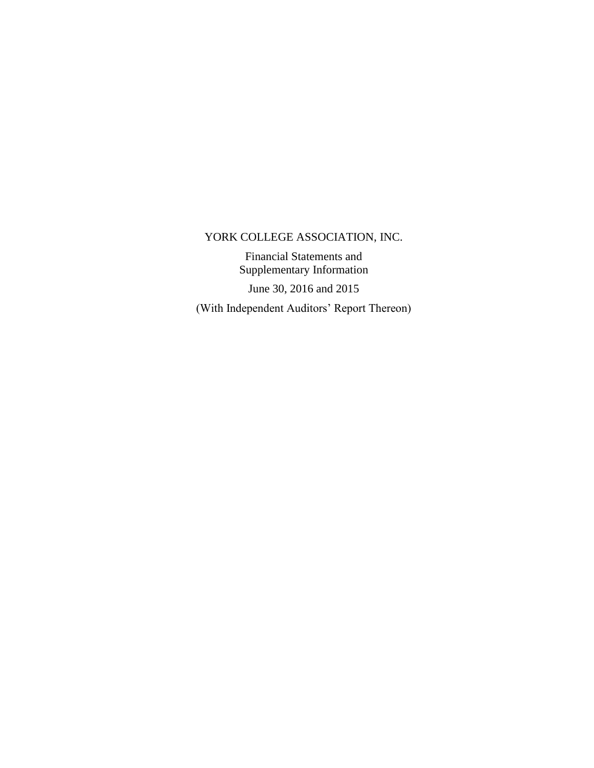# YORK COLLEGE ASSOCIATION, INC.

Financial Statements and
Supplementary Information

June 30, 2016 and 2015

(With Independent Auditors' Report Thereon)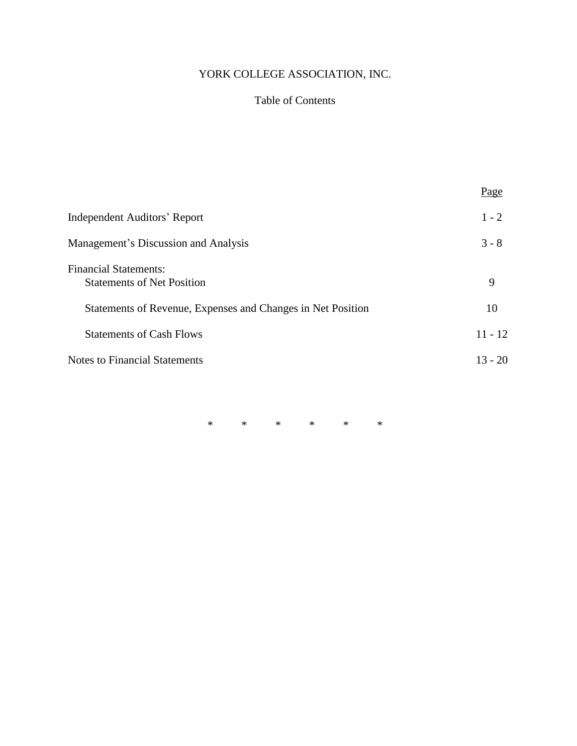# YORK COLLEGE ASSOCIATION, INC.

## Table of Contents

| | Page |
|---|---|
| Independent Auditors' Report | 1 - 2 |
| Management's Discussion and Analysis | 3 - 8 |
| Financial Statements: | |
| Statements of Net Position | 9 |
| Statements of Revenue, Expenses and Changes in Net Position | 10 |
| Statements of Cash Flows | 11 - 12 |
| Notes to Financial Statements | 13 - 20 |

\* \* \* \* \* \*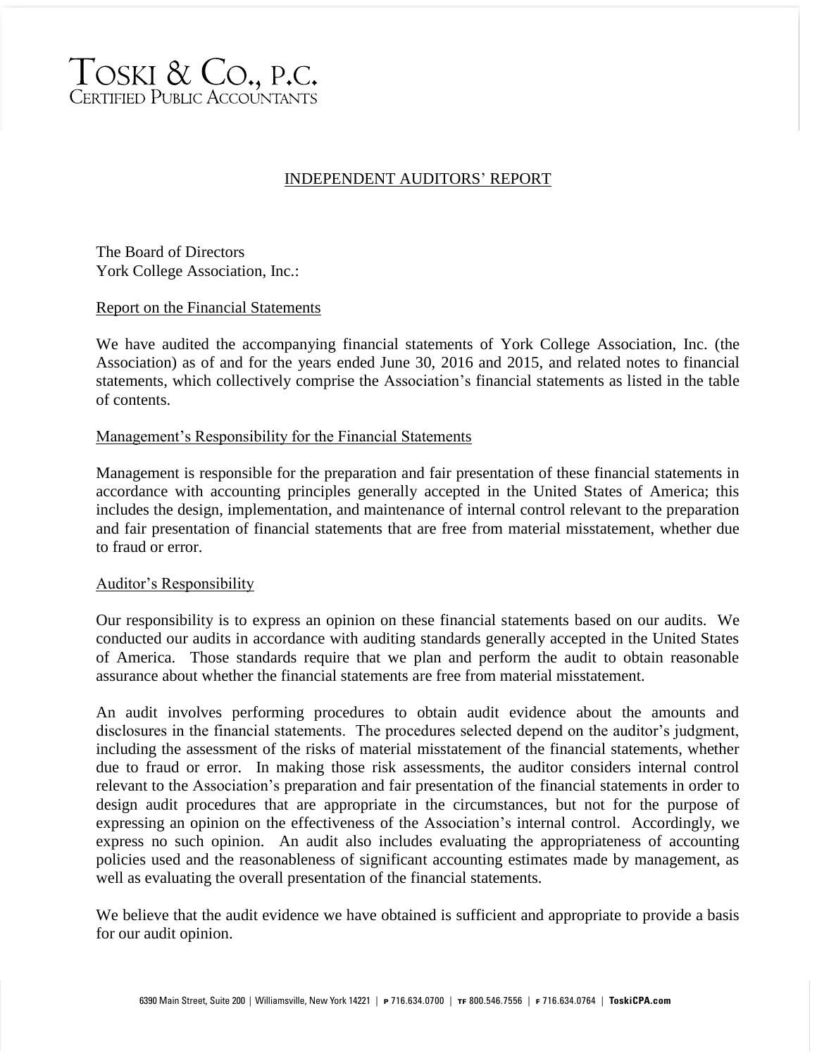TOSKI & CO., P.C.
CERTIFIED PUBLIC ACCOUNTANTS

# INDEPENDENT AUDITORS' REPORT

The Board of Directors
York College Association, Inc.:

## Report on the Financial Statements

We have audited the accompanying financial statements of York College Association, Inc. (the Association) as of and for the years ended June 30, 2016 and 2015, and related notes to financial statements, which collectively comprise the Association's financial statements as listed in the table of contents.

## Management's Responsibility for the Financial Statements

Management is responsible for the preparation and fair presentation of these financial statements in accordance with accounting principles generally accepted in the United States of America; this includes the design, implementation, and maintenance of internal control relevant to the preparation and fair presentation of financial statements that are free from material misstatement, whether due to fraud or error.

## Auditor's Responsibility

Our responsibility is to express an opinion on these financial statements based on our audits. We conducted our audits in accordance with auditing standards generally accepted in the United States of America. Those standards require that we plan and perform the audit to obtain reasonable assurance about whether the financial statements are free from material misstatement.

An audit involves performing procedures to obtain audit evidence about the amounts and disclosures in the financial statements. The procedures selected depend on the auditor's judgment, including the assessment of the risks of material misstatement of the financial statements, whether due to fraud or error. In making those risk assessments, the auditor considers internal control relevant to the Association's preparation and fair presentation of the financial statements in order to design audit procedures that are appropriate in the circumstances, but not for the purpose of expressing an opinion on the effectiveness of the Association's internal control. Accordingly, we express no such opinion. An audit also includes evaluating the appropriateness of accounting policies used and the reasonableness of significant accounting estimates made by management, as well as evaluating the overall presentation of the financial statements.

We believe that the audit evidence we have obtained is sufficient and appropriate to provide a basis for our audit opinion.

6390 Main Street, Suite 200 | Williamsville, New York 14221 | P 716.634.0700 | TF 800.546.7556 | F 716.634.0764 | ToskiCPA.com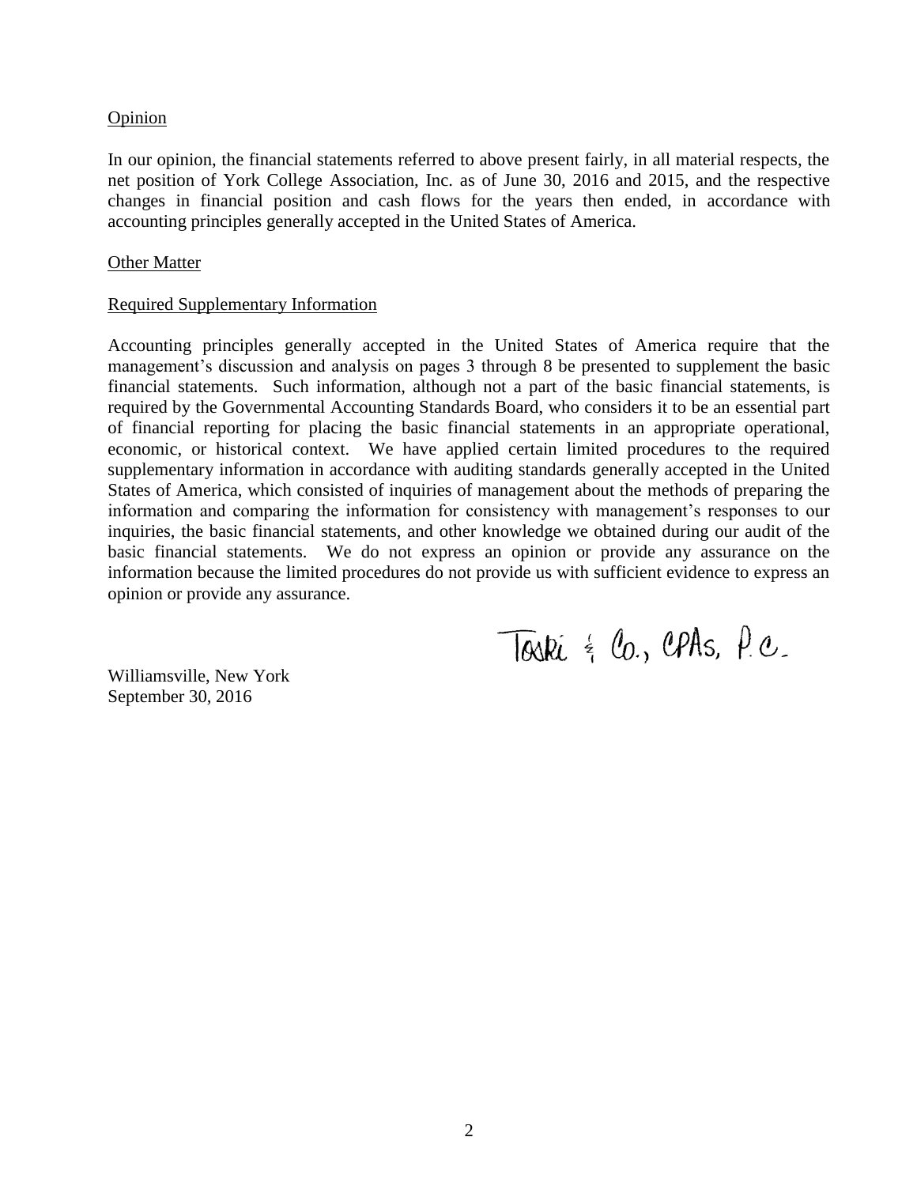Opinion

In our opinion, the financial statements referred to above present fairly, in all material respects, the net position of York College Association, Inc. as of June 30, 2016 and 2015, and the respective changes in financial position and cash flows for the years then ended, in accordance with accounting principles generally accepted in the United States of America.

Other Matter

Required Supplementary Information

Accounting principles generally accepted in the United States of America require that the management's discussion and analysis on pages 3 through 8 be presented to supplement the basic financial statements. Such information, although not a part of the basic financial statements, is required by the Governmental Accounting Standards Board, who considers it to be an essential part of financial reporting for placing the basic financial statements in an appropriate operational, economic, or historical context. We have applied certain limited procedures to the required supplementary information in accordance with auditing standards generally accepted in the United States of America, which consisted of inquiries of management about the methods of preparing the information and comparing the information for consistency with management's responses to our inquiries, the basic financial statements, and other knowledge we obtained during our audit of the basic financial statements. We do not express an opinion or provide any assurance on the information because the limited procedures do not provide us with sufficient evidence to express an opinion or provide any assurance.

Toski & Co., CPAs, P.C.

Williamsville, New York
September 30, 2016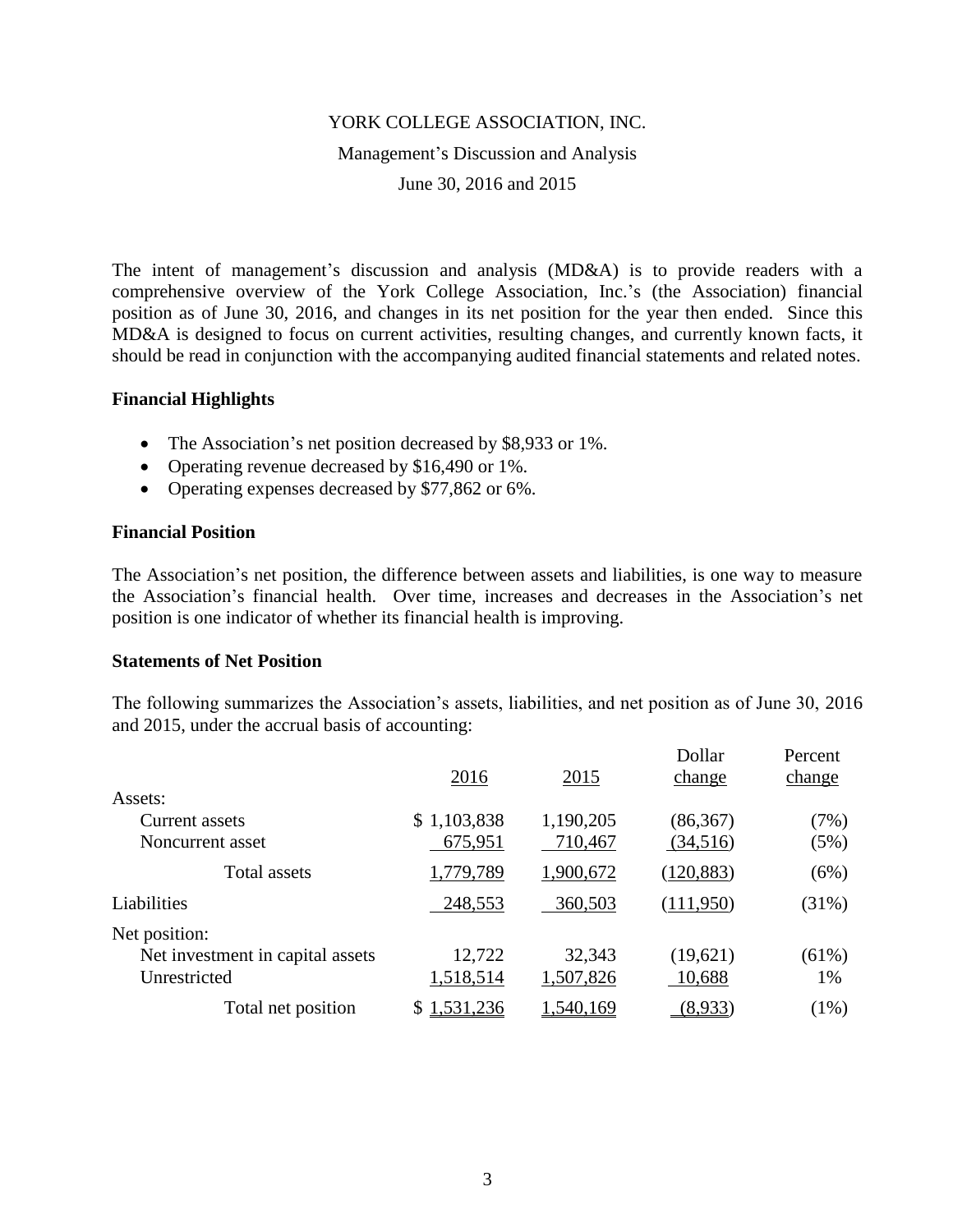YORK COLLEGE ASSOCIATION, INC.

Management's Discussion and Analysis

June 30, 2016 and 2015

The intent of management's discussion and analysis (MD&A) is to provide readers with a comprehensive overview of the York College Association, Inc.'s (the Association) financial position as of June 30, 2016, and changes in its net position for the year then ended. Since this MD&A is designed to focus on current activities, resulting changes, and currently known facts, it should be read in conjunction with the accompanying audited financial statements and related notes.

## Financial Highlights

- The Association's net position decreased by $8,933 or 1%.
- Operating revenue decreased by $16,490 or 1%.
- Operating expenses decreased by $77,862 or 6%.

## Financial Position

The Association's net position, the difference between assets and liabilities, is one way to measure the Association's financial health. Over time, increases and decreases in the Association's net position is one indicator of whether its financial health is improving.

## Statements of Net Position

The following summarizes the Association's assets, liabilities, and net position as of June 30, 2016 and 2015, under the accrual basis of accounting:

| | 2016 | 2015 | Dollar change | Percent change |
|---|---|---|---|---|
| Assets: | | | | |
| Current assets | $ 1,103,838 | 1,190,205 | (86,367) | (7%) |
| Noncurrent asset | 675,951 | 710,467 | (34,516) | (5%) |
| Total assets | 1,779,789 | 1,900,672 | (120,883) | (6%) |
| Liabilities | 248,553 | 360,503 | (111,950) | (31%) |
| Net position: | | | | |
| Net investment in capital assets | 12,722 | 32,343 | (19,621) | (61%) |
| Unrestricted | 1,518,514 | 1,507,826 | 10,688 | 1% |
| Total net position | $ 1,531,236 | 1,540,169 | (8,933) | (1%) |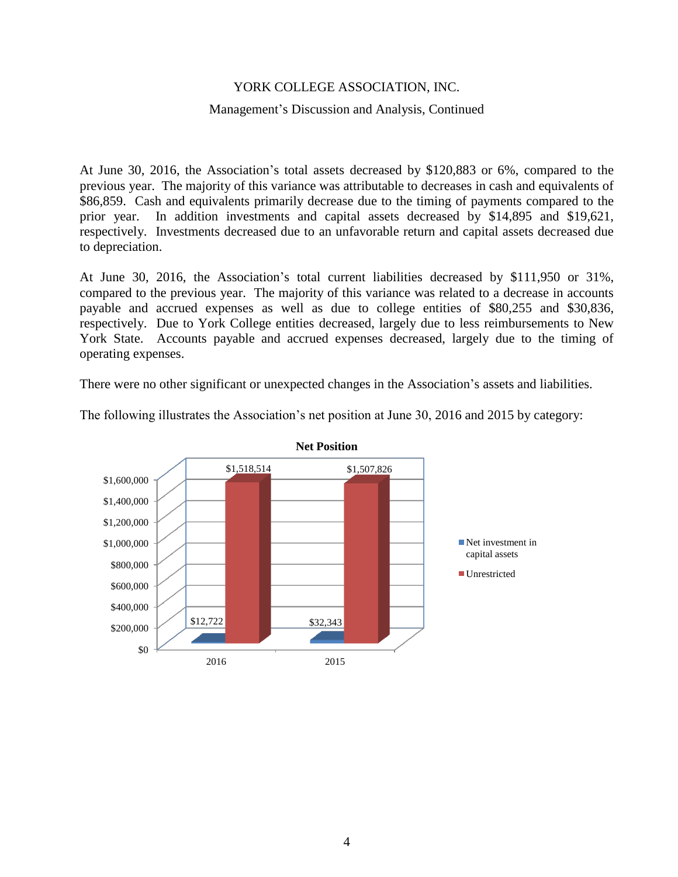YORK COLLEGE ASSOCIATION, INC.

Management's Discussion and Analysis, Continued

At June 30, 2016, the Association's total assets decreased by $120,883 or 6%, compared to the previous year. The majority of this variance was attributable to decreases in cash and equivalents of $86,859. Cash and equivalents primarily decrease due to the timing of payments compared to the prior year. In addition investments and capital assets decreased by $14,895 and $19,621, respectively. Investments decreased due to an unfavorable return and capital assets decreased due to depreciation.

At June 30, 2016, the Association's total current liabilities decreased by $111,950 or 31%, compared to the previous year. The majority of this variance was related to a decrease in accounts payable and accrued expenses as well as due to college entities of $80,255 and $30,836, respectively. Due to York College entities decreased, largely due to less reimbursements to New York State. Accounts payable and accrued expenses decreased, largely due to the timing of operating expenses.

There were no other significant or unexpected changes in the Association's assets and liabilities.

The following illustrates the Association's net position at June 30, 2016 and 2015 by category:

**Net Position**

| | 2016 | 2015 |
|---|---|---|
| Net investment in capital assets | $12,722 | $32,343 |
| Unrestricted | $1,518,514 | $1,507,826 |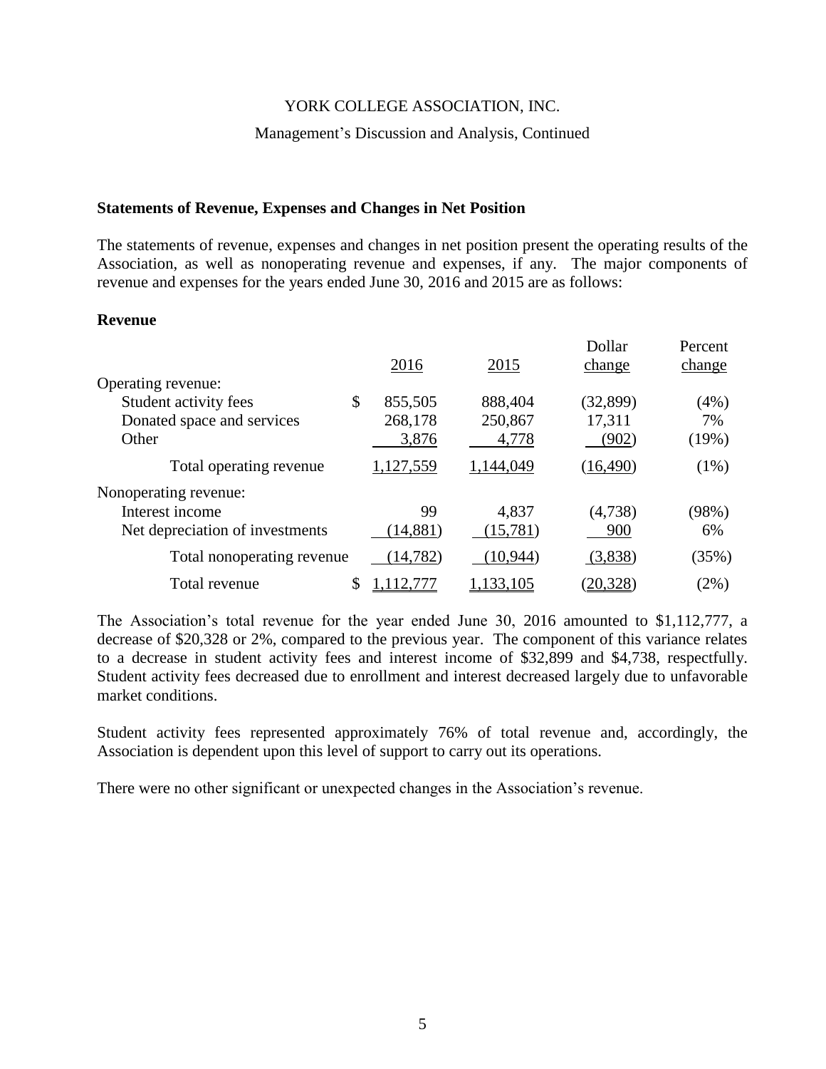## Statements of Revenue, Expenses and Changes in Net Position

The statements of revenue, expenses and changes in net position present the operating results of the Association, as well as nonoperating revenue and expenses, if any. The major components of revenue and expenses for the years ended June 30, 2016 and 2015 are as follows:

### Revenue

| | 2016 | 2015 | Dollar change | Percent change |
|---|---|---|---|---|
| Operating revenue: | | | | |
| Student activity fees | $ 855,505 | 888,404 | (32,899) | (4%) |
| Donated space and services | 268,178 | 250,867 | 17,311 | 7% |
| Other | 3,876 | 4,778 | (902) | (19%) |
| Total operating revenue | 1,127,559 | 1,144,049 | (16,490) | (1%) |
| Nonoperating revenue: | | | | |
| Interest income | 99 | 4,837 | (4,738) | (98%) |
| Net depreciation of investments | (14,881) | (15,781) | 900 | 6% |
| Total nonoperating revenue | (14,782) | (10,944) | (3,838) | (35%) |
| Total revenue | $ 1,112,777 | 1,133,105 | (20,328) | (2%) |

The Association's total revenue for the year ended June 30, 2016 amounted to $1,112,777, a decrease of $20,328 or 2%, compared to the previous year. The component of this variance relates to a decrease in student activity fees and interest income of $32,899 and $4,738, respectfully. Student activity fees decreased due to enrollment and interest decreased largely due to unfavorable market conditions.

Student activity fees represented approximately 76% of total revenue and, accordingly, the Association is dependent upon this level of support to carry out its operations.

There were no other significant or unexpected changes in the Association's revenue.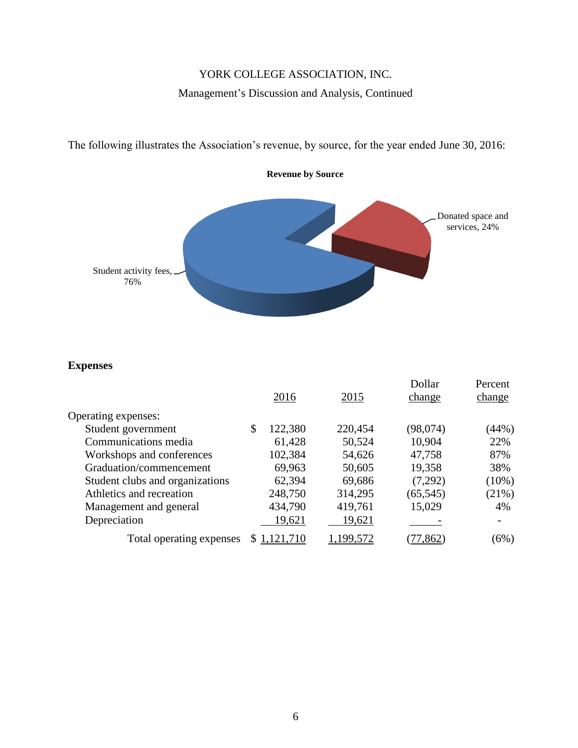The following illustrates the Association's revenue, by source, for the year ended June 30, 2016:

**Revenue by Source**

Student activity fees, 76%

Donated space and services, 24%

## Expenses

| | 2016 | 2015 | Dollar change | Percent change |
|---|---|---|---|---|
| Operating expenses: | | | | |
| Student government | $ 122,380 | 220,454 | (98,074) | (44%) |
| Communications media | 61,428 | 50,524 | 10,904 | 22% |
| Workshops and conferences | 102,384 | 54,626 | 47,758 | 87% |
| Graduation/commencement | 69,963 | 50,605 | 19,358 | 38% |
| Student clubs and organizations | 62,394 | 69,686 | (7,292) | (10%) |
| Athletics and recreation | 248,750 | 314,295 | (65,545) | (21%) |
| Management and general | 434,790 | 419,761 | 15,029 | 4% |
| Depreciation | 19,621 | 19,621 | - | - |
| Total operating expenses | $ 1,121,710 | 1,199,572 | (77,862) | (6%) |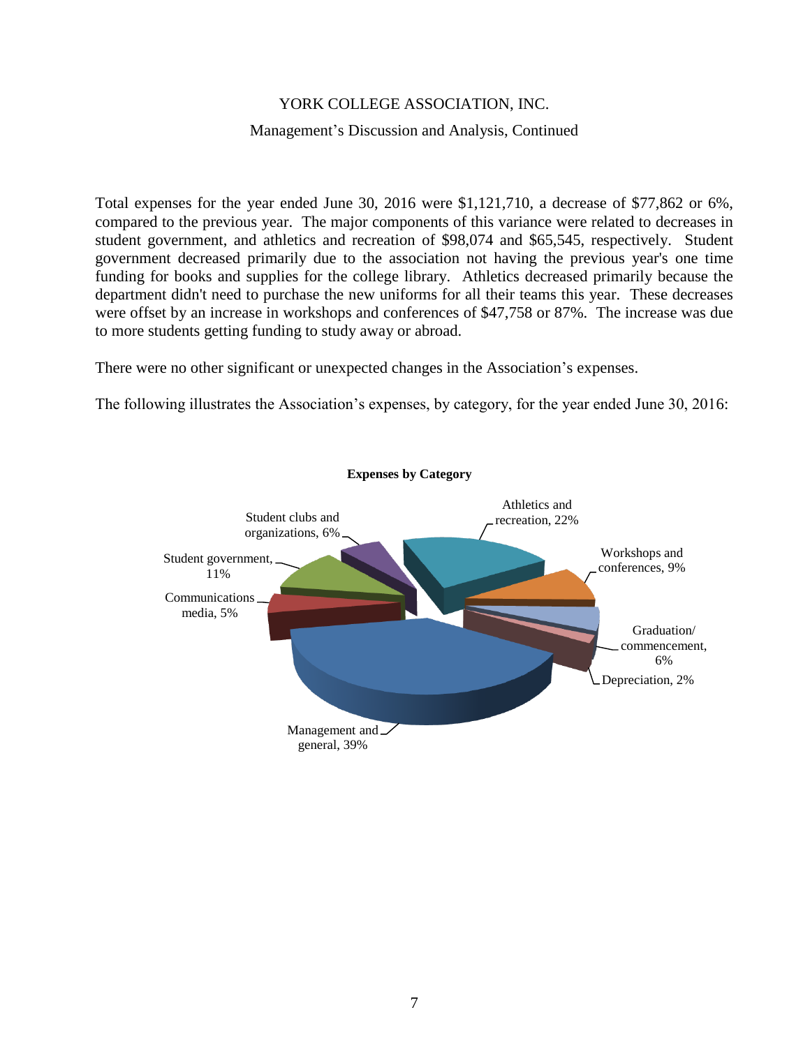YORK COLLEGE ASSOCIATION, INC.

Management's Discussion and Analysis, Continued

Total expenses for the year ended June 30, 2016 were $1,121,710, a decrease of $77,862 or 6%, compared to the previous year. The major components of this variance were related to decreases in student government, and athletics and recreation of $98,074 and $65,545, respectively. Student government decreased primarily due to the association not having the previous year's one time funding for books and supplies for the college library. Athletics decreased primarily because the department didn't need to purchase the new uniforms for all their teams this year. These decreases were offset by an increase in workshops and conferences of $47,758 or 87%. The increase was due to more students getting funding to study away or abroad.

There were no other significant or unexpected changes in the Association's expenses.

The following illustrates the Association's expenses, by category, for the year ended June 30, 2016:

**Expenses by Category**

- Athletics and recreation, 22%
- Workshops and conferences, 9%
- Graduation/ commencement, 6%
- Depreciation, 2%
- Management and general, 39%
- Communications media, 5%
- Student government, 11%
- Student clubs and organizations, 6%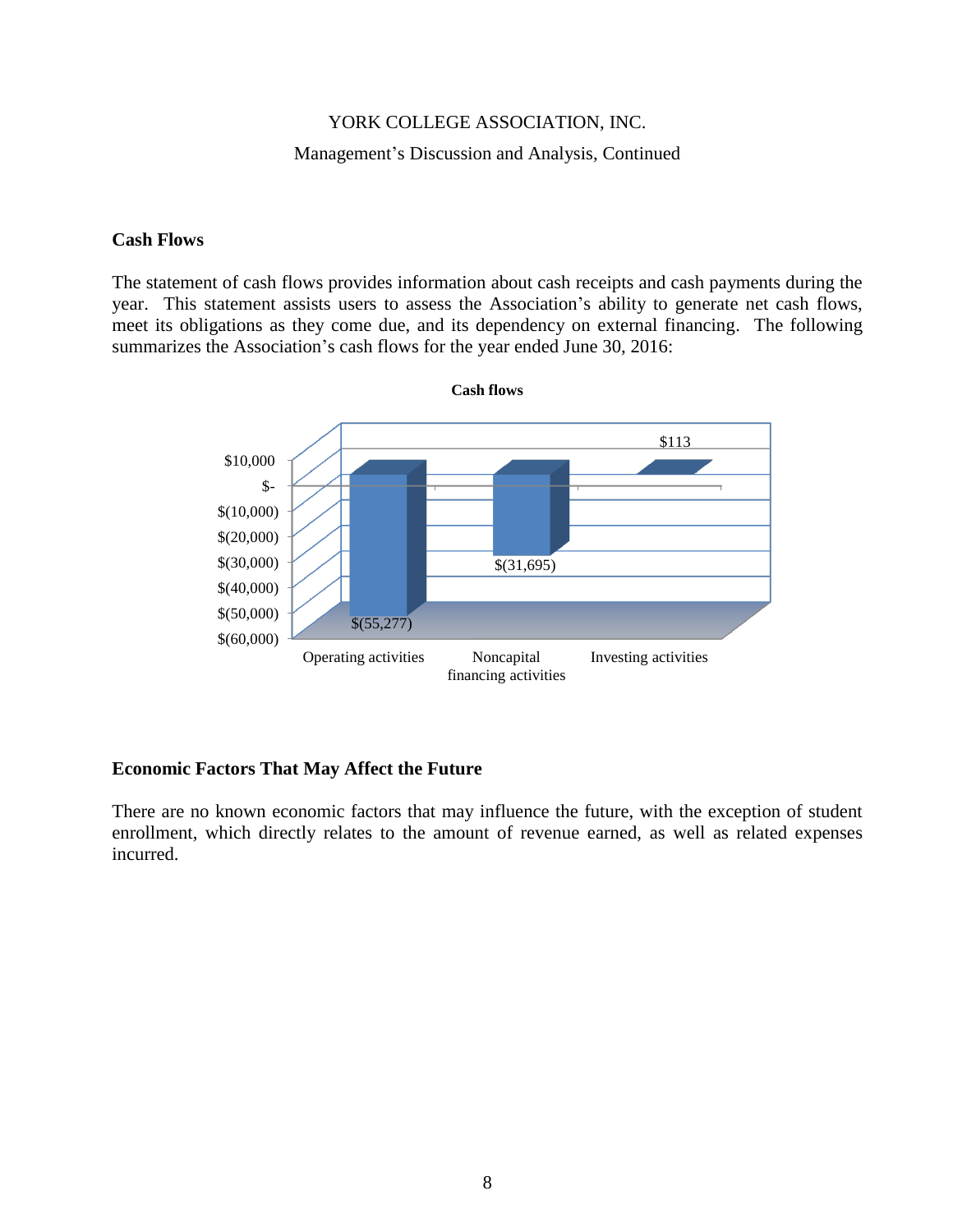## Cash Flows

The statement of cash flows provides information about cash receipts and cash payments during the year. This statement assists users to assess the Association's ability to generate net cash flows, meet its obligations as they come due, and its dependency on external financing. The following summarizes the Association's cash flows for the year ended June 30, 2016:

**Cash flows**

| | Operating activities | Noncapital financing activities | Investing activities |
|---|---|---|---|
| Cash flows | $(55,277) | $(31,695) | $113 |

## Economic Factors That May Affect the Future

There are no known economic factors that may influence the future, with the exception of student enrollment, which directly relates to the amount of revenue earned, as well as related expenses incurred.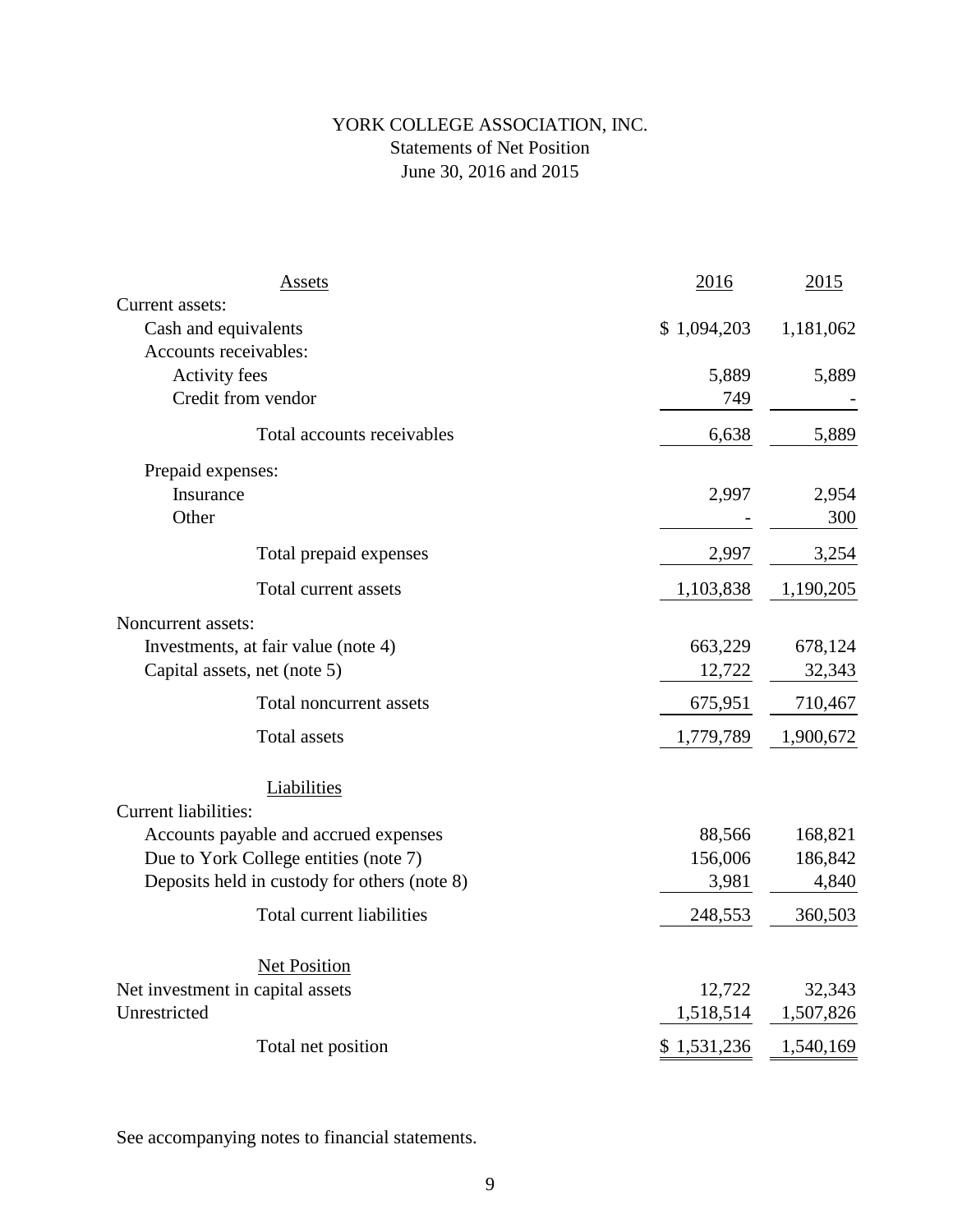# YORK COLLEGE ASSOCIATION, INC.

## Statements of Net Position

### June 30, 2016 and 2015

| Assets | 2016 | 2015 |
|---|---|---|
| Current assets: | | |
| Cash and equivalents | $ 1,094,203 | 1,181,062 |
| Accounts receivables: | | |
| Activity fees | 5,889 | 5,889 |
| Credit from vendor | 749 | - |
| Total accounts receivables | 6,638 | 5,889 |
| Prepaid expenses: | | |
| Insurance | 2,997 | 2,954 |
| Other | - | 300 |
| Total prepaid expenses | 2,997 | 3,254 |
| Total current assets | 1,103,838 | 1,190,205 |
| Noncurrent assets: | | |
| Investments, at fair value (note 4) | 663,229 | 678,124 |
| Capital assets, net (note 5) | 12,722 | 32,343 |
| Total noncurrent assets | 675,951 | 710,467 |
| Total assets | 1,779,789 | 1,900,672 |
| **Liabilities** | | |
| Current liabilities: | | |
| Accounts payable and accrued expenses | 88,566 | 168,821 |
| Due to York College entities (note 7) | 156,006 | 186,842 |
| Deposits held in custody for others (note 8) | 3,981 | 4,840 |
| Total current liabilities | 248,553 | 360,503 |
| **Net Position** | | |
| Net investment in capital assets | 12,722 | 32,343 |
| Unrestricted | 1,518,514 | 1,507,826 |
| Total net position | $ 1,531,236 | 1,540,169 |

See accompanying notes to financial statements.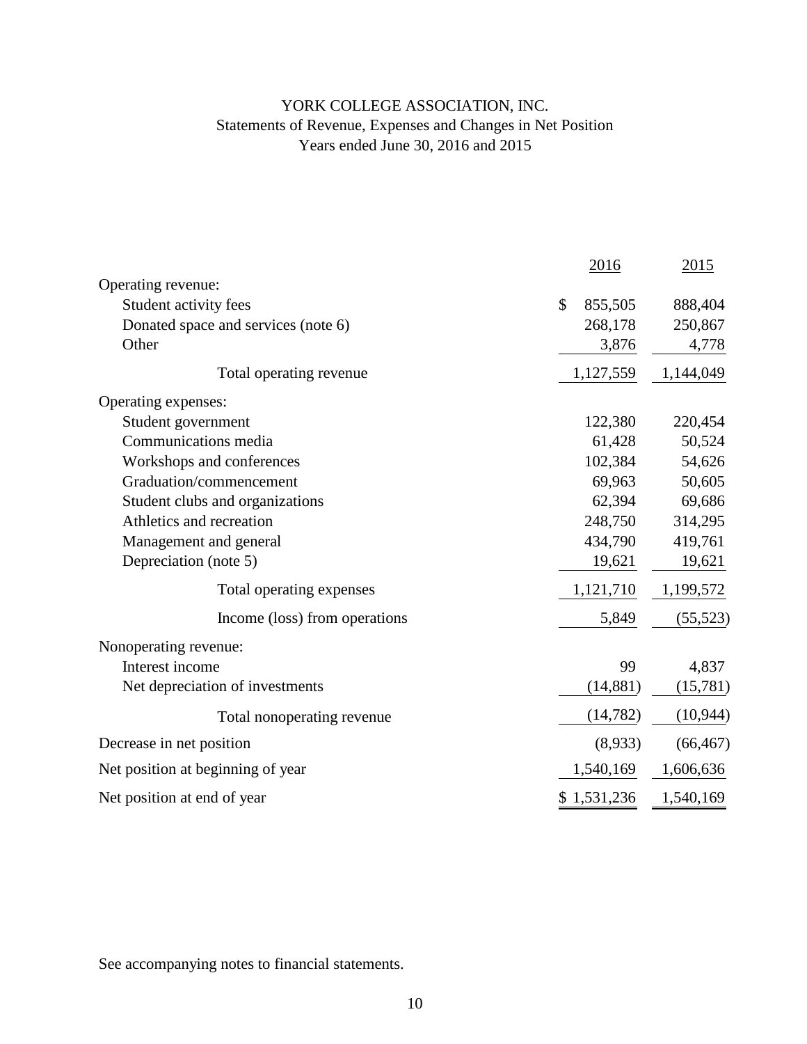# YORK COLLEGE ASSOCIATION, INC.

## Statements of Revenue, Expenses and Changes in Net Position

### Years ended June 30, 2016 and 2015

| | 2016 | 2015 |
|---|---|---|
| Operating revenue: | | |
| Student activity fees | $ 855,505 | 888,404 |
| Donated space and services (note 6) | 268,178 | 250,867 |
| Other | 3,876 | 4,778 |
| Total operating revenue | 1,127,559 | 1,144,049 |
| Operating expenses: | | |
| Student government | 122,380 | 220,454 |
| Communications media | 61,428 | 50,524 |
| Workshops and conferences | 102,384 | 54,626 |
| Graduation/commencement | 69,963 | 50,605 |
| Student clubs and organizations | 62,394 | 69,686 |
| Athletics and recreation | 248,750 | 314,295 |
| Management and general | 434,790 | 419,761 |
| Depreciation (note 5) | 19,621 | 19,621 |
| Total operating expenses | 1,121,710 | 1,199,572 |
| Income (loss) from operations | 5,849 | (55,523) |
| Nonoperating revenue: | | |
| Interest income | 99 | 4,837 |
| Net depreciation of investments | (14,881) | (15,781) |
| Total nonoperating revenue | (14,782) | (10,944) |
| Decrease in net position | (8,933) | (66,467) |
| Net position at beginning of year | 1,540,169 | 1,606,636 |
| Net position at end of year | $ 1,531,236 | 1,540,169 |

See accompanying notes to financial statements.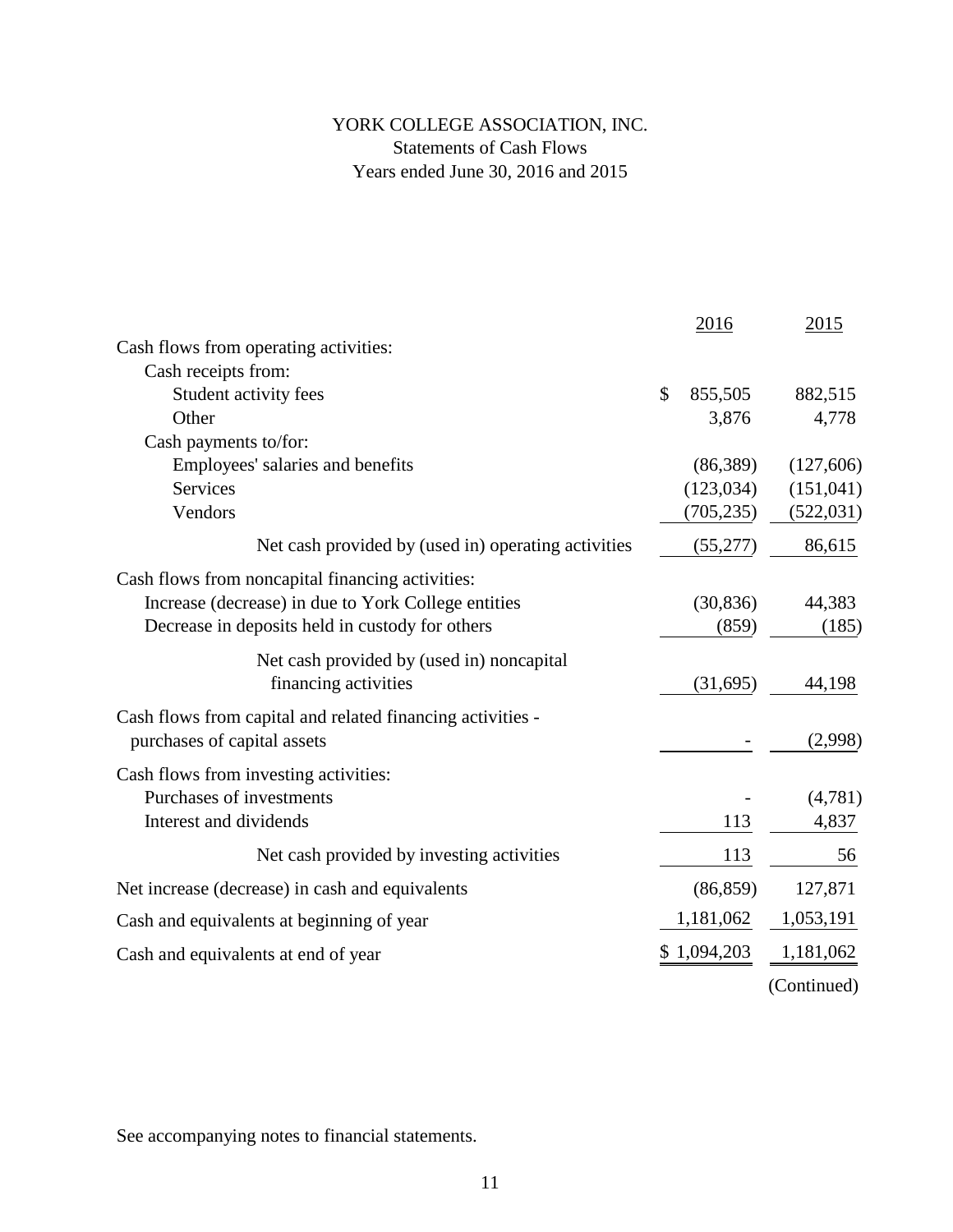# YORK COLLEGE ASSOCIATION, INC.

Statements of Cash Flows

Years ended June 30, 2016 and 2015

| | 2016 | 2015 |
|---|---|---|
| Cash flows from operating activities: | | |
| Cash receipts from: | | |
| Student activity fees | $ 855,505 | 882,515 |
| Other | 3,876 | 4,778 |
| Cash payments to/for: | | |
| Employees' salaries and benefits | (86,389) | (127,606) |
| Services | (123,034) | (151,041) |
| Vendors | (705,235) | (522,031) |
| Net cash provided by (used in) operating activities | (55,277) | 86,615 |
| Cash flows from noncapital financing activities: | | |
| Increase (decrease) in due to York College entities | (30,836) | 44,383 |
| Decrease in deposits held in custody for others | (859) | (185) |
| Net cash provided by (used in) noncapital financing activities | (31,695) | 44,198 |
| Cash flows from capital and related financing activities - purchases of capital assets | - | (2,998) |
| Cash flows from investing activities: | | |
| Purchases of investments | - | (4,781) |
| Interest and dividends | 113 | 4,837 |
| Net cash provided by investing activities | 113 | 56 |
| Net increase (decrease) in cash and equivalents | (86,859) | 127,871 |
| Cash and equivalents at beginning of year | 1,181,062 | 1,053,191 |
| Cash and equivalents at end of year | $ 1,094,203 | 1,181,062 |

(Continued)

See accompanying notes to financial statements.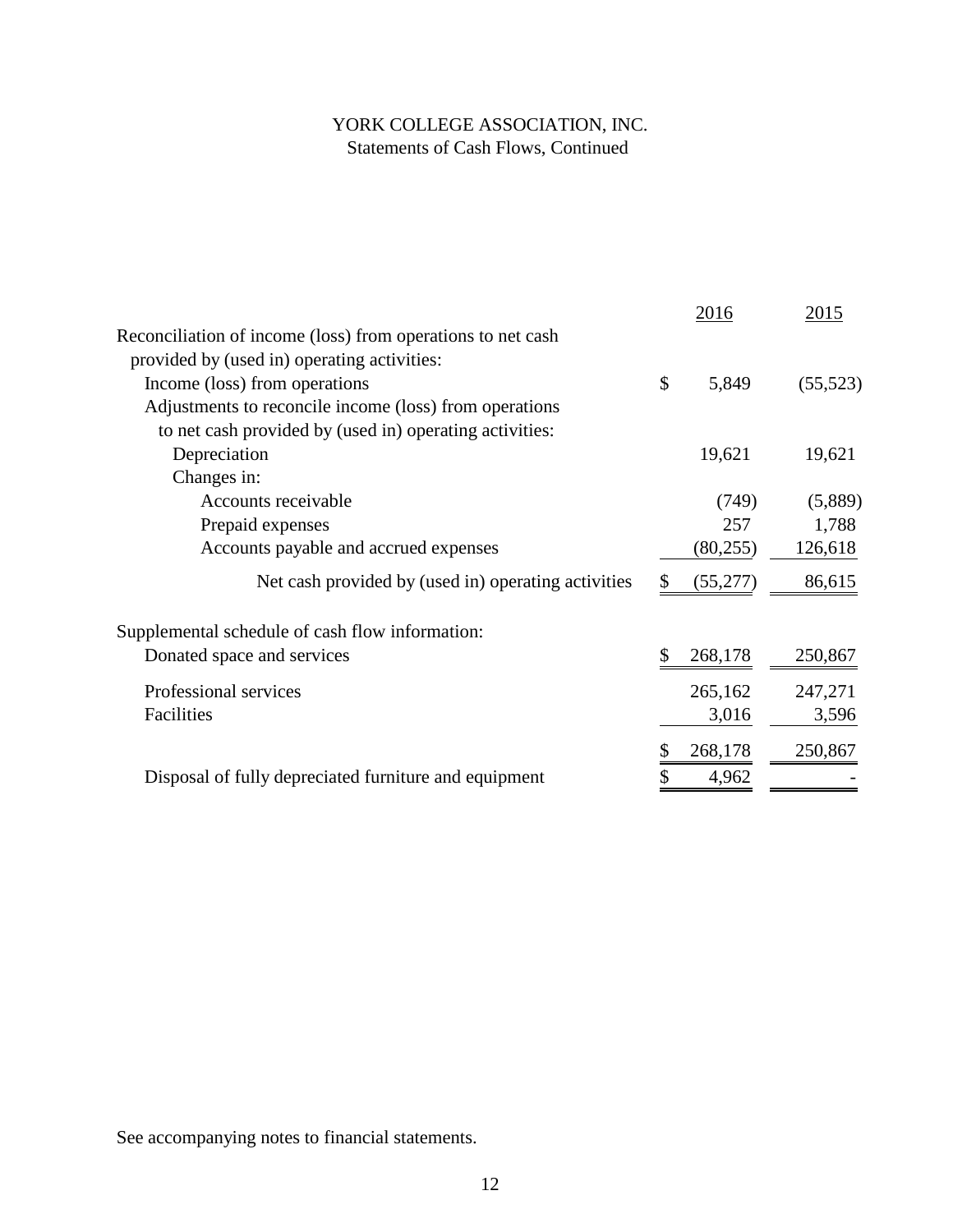# YORK COLLEGE ASSOCIATION, INC.

Statements of Cash Flows, Continued

| | 2016 | 2015 |
|---|---|---|
| Reconciliation of income (loss) from operations to net cash provided by (used in) operating activities: | | |
| Income (loss) from operations | $ 5,849 | (55,523) |
| Adjustments to reconcile income (loss) from operations to net cash provided by (used in) operating activities: | | |
| Depreciation | 19,621 | 19,621 |
| Changes in: | | |
| Accounts receivable | (749) | (5,889) |
| Prepaid expenses | 257 | 1,788 |
| Accounts payable and accrued expenses | (80,255) | 126,618 |
| Net cash provided by (used in) operating activities | $ (55,277) | 86,615 |
| Supplemental schedule of cash flow information: | | |
| Donated space and services | $ 268,178 | 250,867 |
| Professional services | 265,162 | 247,271 |
| Facilities | 3,016 | 3,596 |
| | $ 268,178 | 250,867 |
| Disposal of fully depreciated furniture and equipment | $ 4,962 | - |

See accompanying notes to financial statements.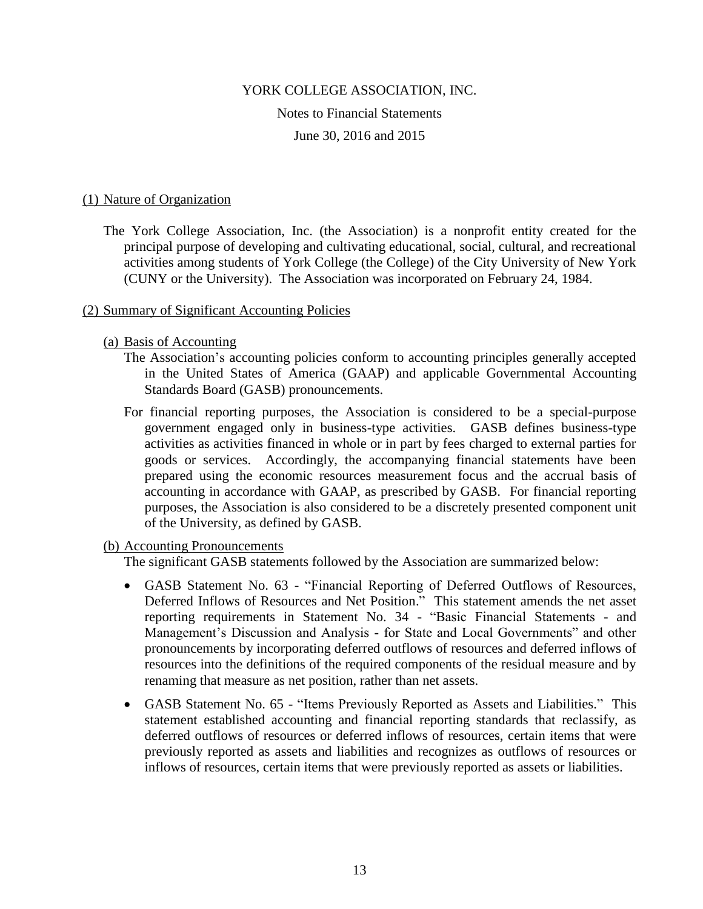# YORK COLLEGE ASSOCIATION, INC.

Notes to Financial Statements

June 30, 2016 and 2015

## (1) Nature of Organization

The York College Association, Inc. (the Association) is a nonprofit entity created for the principal purpose of developing and cultivating educational, social, cultural, and recreational activities among students of York College (the College) of the City University of New York (CUNY or the University). The Association was incorporated on February 24, 1984.

## (2) Summary of Significant Accounting Policies

### (a) Basis of Accounting

The Association's accounting policies conform to accounting principles generally accepted in the United States of America (GAAP) and applicable Governmental Accounting Standards Board (GASB) pronouncements.

For financial reporting purposes, the Association is considered to be a special-purpose government engaged only in business-type activities. GASB defines business-type activities as activities financed in whole or in part by fees charged to external parties for goods or services. Accordingly, the accompanying financial statements have been prepared using the economic resources measurement focus and the accrual basis of accounting in accordance with GAAP, as prescribed by GASB. For financial reporting purposes, the Association is also considered to be a discretely presented component unit of the University, as defined by GASB.

### (b) Accounting Pronouncements

The significant GASB statements followed by the Association are summarized below:

- GASB Statement No. 63 - "Financial Reporting of Deferred Outflows of Resources, Deferred Inflows of Resources and Net Position." This statement amends the net asset reporting requirements in Statement No. 34 - "Basic Financial Statements - and Management's Discussion and Analysis - for State and Local Governments" and other pronouncements by incorporating deferred outflows of resources and deferred inflows of resources into the definitions of the required components of the residual measure and by renaming that measure as net position, rather than net assets.
- GASB Statement No. 65 - "Items Previously Reported as Assets and Liabilities." This statement established accounting and financial reporting standards that reclassify, as deferred outflows of resources or deferred inflows of resources, certain items that were previously reported as assets and liabilities and recognizes as outflows of resources or inflows of resources, certain items that were previously reported as assets or liabilities.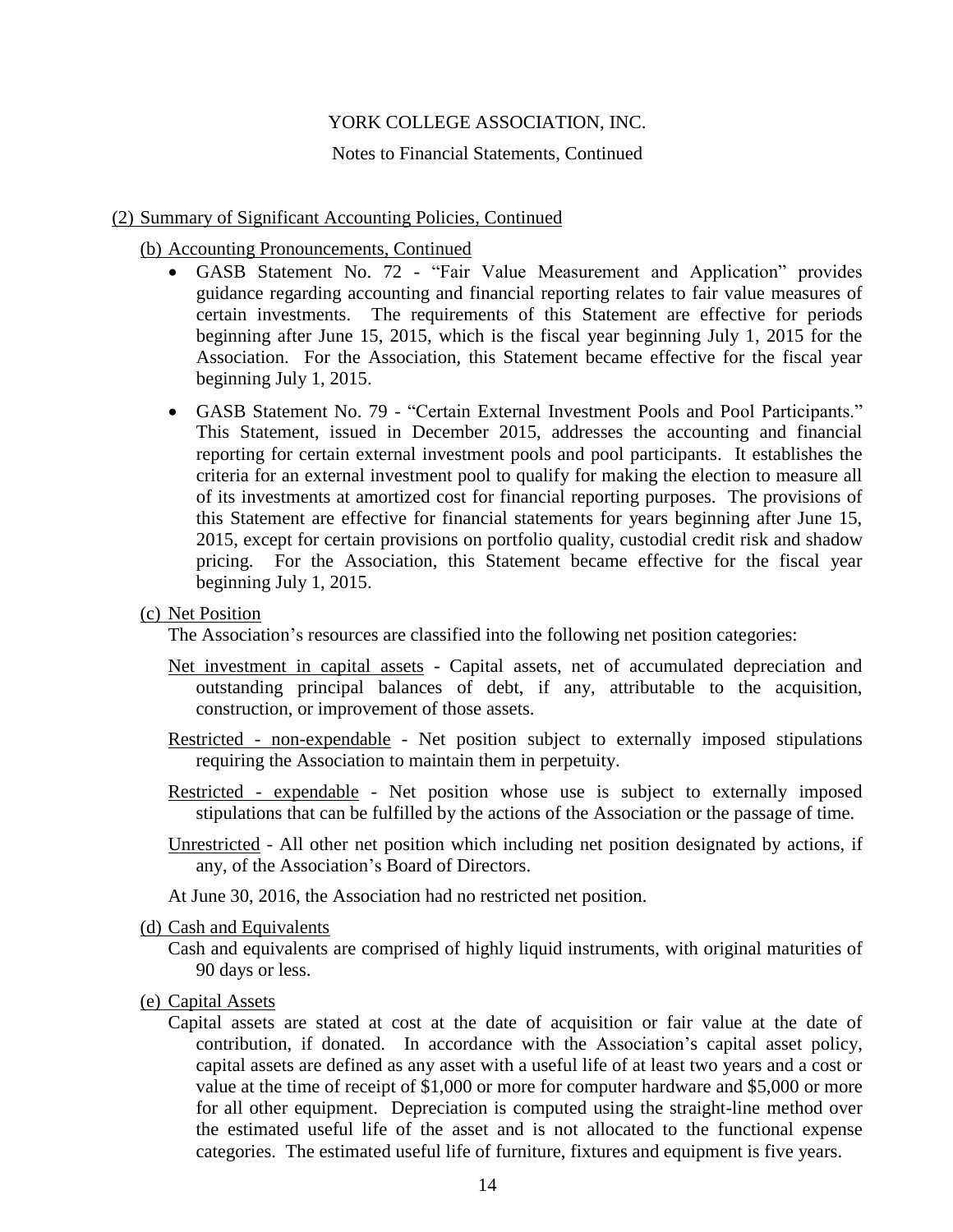YORK COLLEGE ASSOCIATION, INC.

Notes to Financial Statements, Continued

(2) Summary of Significant Accounting Policies, Continued

(b) Accounting Pronouncements, Continued

- GASB Statement No. 72 - "Fair Value Measurement and Application" provides guidance regarding accounting and financial reporting relates to fair value measures of certain investments. The requirements of this Statement are effective for periods beginning after June 15, 2015, which is the fiscal year beginning July 1, 2015 for the Association. For the Association, this Statement became effective for the fiscal year beginning July 1, 2015.
- GASB Statement No. 79 - "Certain External Investment Pools and Pool Participants." This Statement, issued in December 2015, addresses the accounting and financial reporting for certain external investment pools and pool participants. It establishes the criteria for an external investment pool to qualify for making the election to measure all of its investments at amortized cost for financial reporting purposes. The provisions of this Statement are effective for financial statements for years beginning after June 15, 2015, except for certain provisions on portfolio quality, custodial credit risk and shadow pricing. For the Association, this Statement became effective for the fiscal year beginning July 1, 2015.

(c) Net Position

The Association's resources are classified into the following net position categories:

Net investment in capital assets - Capital assets, net of accumulated depreciation and outstanding principal balances of debt, if any, attributable to the acquisition, construction, or improvement of those assets.

Restricted - non-expendable - Net position subject to externally imposed stipulations requiring the Association to maintain them in perpetuity.

Restricted - expendable - Net position whose use is subject to externally imposed stipulations that can be fulfilled by the actions of the Association or the passage of time.

Unrestricted - All other net position which including net position designated by actions, if any, of the Association's Board of Directors.

At June 30, 2016, the Association had no restricted net position.

(d) Cash and Equivalents

Cash and equivalents are comprised of highly liquid instruments, with original maturities of 90 days or less.

(e) Capital Assets

Capital assets are stated at cost at the date of acquisition or fair value at the date of contribution, if donated. In accordance with the Association's capital asset policy, capital assets are defined as any asset with a useful life of at least two years and a cost or value at the time of receipt of $1,000 or more for computer hardware and $5,000 or more for all other equipment. Depreciation is computed using the straight-line method over the estimated useful life of the asset and is not allocated to the functional expense categories. The estimated useful life of furniture, fixtures and equipment is five years.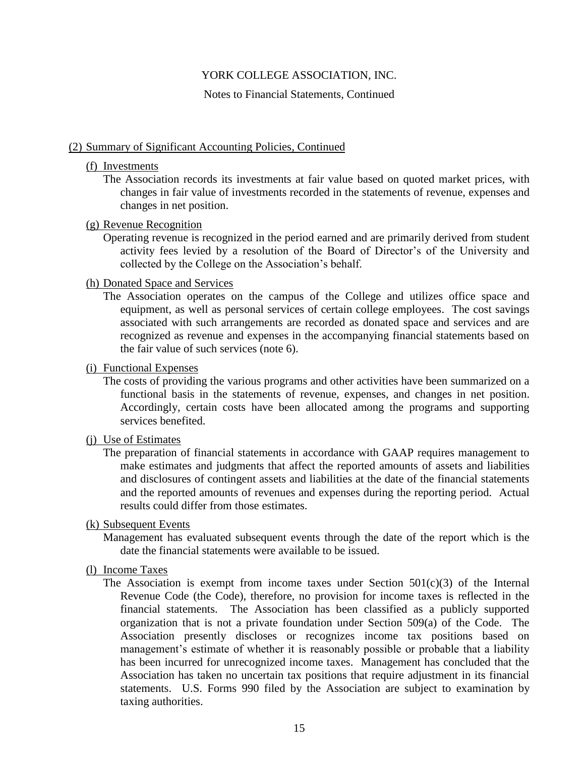YORK COLLEGE ASSOCIATION, INC.

Notes to Financial Statements, Continued

## (2) Summary of Significant Accounting Policies, Continued

### (f) Investments

The Association records its investments at fair value based on quoted market prices, with changes in fair value of investments recorded in the statements of revenue, expenses and changes in net position.

### (g) Revenue Recognition

Operating revenue is recognized in the period earned and are primarily derived from student activity fees levied by a resolution of the Board of Director's of the University and collected by the College on the Association's behalf.

### (h) Donated Space and Services

The Association operates on the campus of the College and utilizes office space and equipment, as well as personal services of certain college employees. The cost savings associated with such arrangements are recorded as donated space and services and are recognized as revenue and expenses in the accompanying financial statements based on the fair value of such services (note 6).

### (i) Functional Expenses

The costs of providing the various programs and other activities have been summarized on a functional basis in the statements of revenue, expenses, and changes in net position. Accordingly, certain costs have been allocated among the programs and supporting services benefited.

### (j) Use of Estimates

The preparation of financial statements in accordance with GAAP requires management to make estimates and judgments that affect the reported amounts of assets and liabilities and disclosures of contingent assets and liabilities at the date of the financial statements and the reported amounts of revenues and expenses during the reporting period. Actual results could differ from those estimates.

### (k) Subsequent Events

Management has evaluated subsequent events through the date of the report which is the date the financial statements were available to be issued.

### (l) Income Taxes

The Association is exempt from income taxes under Section 501(c)(3) of the Internal Revenue Code (the Code), therefore, no provision for income taxes is reflected in the financial statements. The Association has been classified as a publicly supported organization that is not a private foundation under Section 509(a) of the Code. The Association presently discloses or recognizes income tax positions based on management's estimate of whether it is reasonably possible or probable that a liability has been incurred for unrecognized income taxes. Management has concluded that the Association has taken no uncertain tax positions that require adjustment in its financial statements. U.S. Forms 990 filed by the Association are subject to examination by taxing authorities.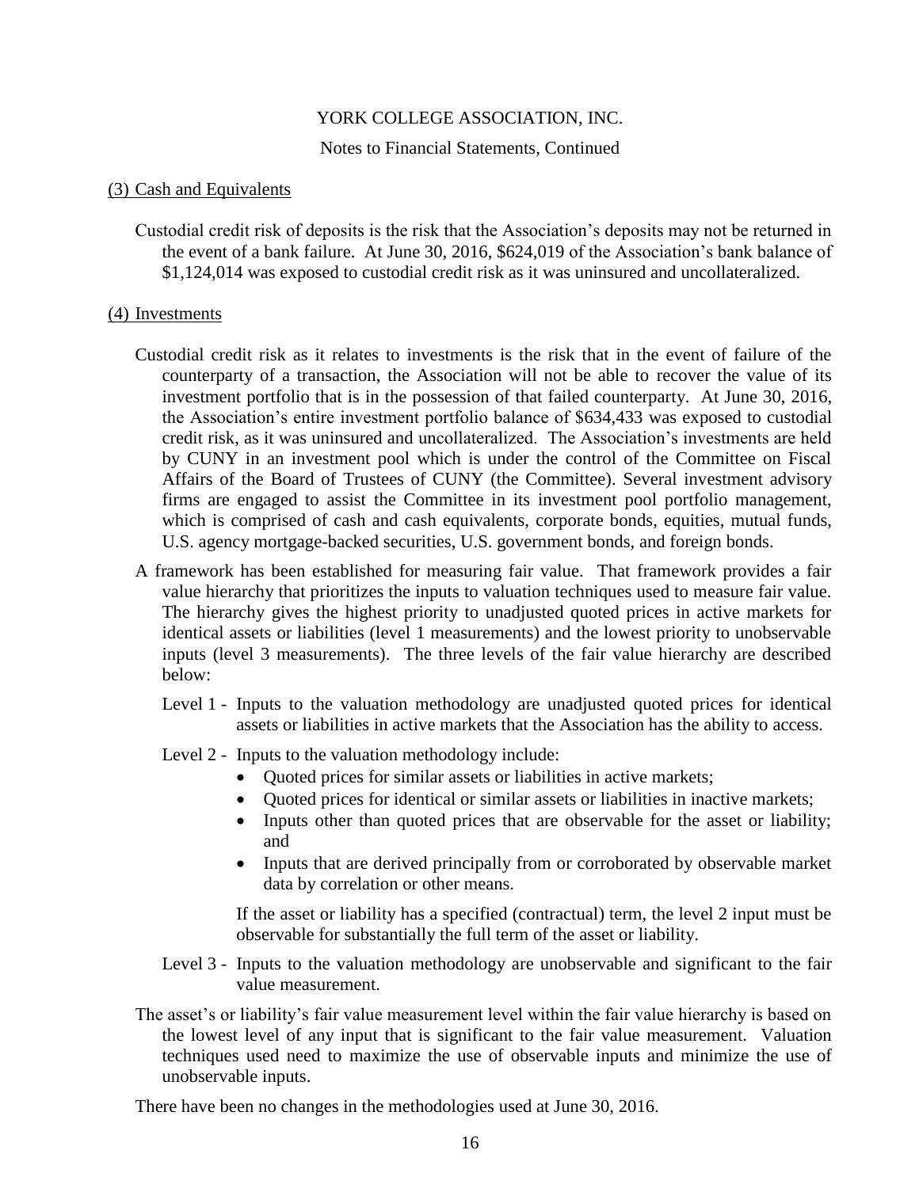YORK COLLEGE ASSOCIATION, INC.

Notes to Financial Statements, Continued

## (3) Cash and Equivalents

Custodial credit risk of deposits is the risk that the Association's deposits may not be returned in the event of a bank failure. At June 30, 2016, $624,019 of the Association's bank balance of $1,124,014 was exposed to custodial credit risk as it was uninsured and uncollateralized.

## (4) Investments

Custodial credit risk as it relates to investments is the risk that in the event of failure of the counterparty of a transaction, the Association will not be able to recover the value of its investment portfolio that is in the possession of that failed counterparty. At June 30, 2016, the Association's entire investment portfolio balance of $634,433 was exposed to custodial credit risk, as it was uninsured and uncollateralized. The Association's investments are held by CUNY in an investment pool which is under the control of the Committee on Fiscal Affairs of the Board of Trustees of CUNY (the Committee). Several investment advisory firms are engaged to assist the Committee in its investment pool portfolio management, which is comprised of cash and cash equivalents, corporate bonds, equities, mutual funds, U.S. agency mortgage-backed securities, U.S. government bonds, and foreign bonds.

A framework has been established for measuring fair value. That framework provides a fair value hierarchy that prioritizes the inputs to valuation techniques used to measure fair value. The hierarchy gives the highest priority to unadjusted quoted prices in active markets for identical assets or liabilities (level 1 measurements) and the lowest priority to unobservable inputs (level 3 measurements). The three levels of the fair value hierarchy are described below:

Level 1 - Inputs to the valuation methodology are unadjusted quoted prices for identical assets or liabilities in active markets that the Association has the ability to access.

Level 2 - Inputs to the valuation methodology include:

- Quoted prices for similar assets or liabilities in active markets;
- Quoted prices for identical or similar assets or liabilities in inactive markets;
- Inputs other than quoted prices that are observable for the asset or liability; and
- Inputs that are derived principally from or corroborated by observable market data by correlation or other means.

If the asset or liability has a specified (contractual) term, the level 2 input must be observable for substantially the full term of the asset or liability.

Level 3 - Inputs to the valuation methodology are unobservable and significant to the fair value measurement.

The asset's or liability's fair value measurement level within the fair value hierarchy is based on the lowest level of any input that is significant to the fair value measurement. Valuation techniques used need to maximize the use of observable inputs and minimize the use of unobservable inputs.

There have been no changes in the methodologies used at June 30, 2016.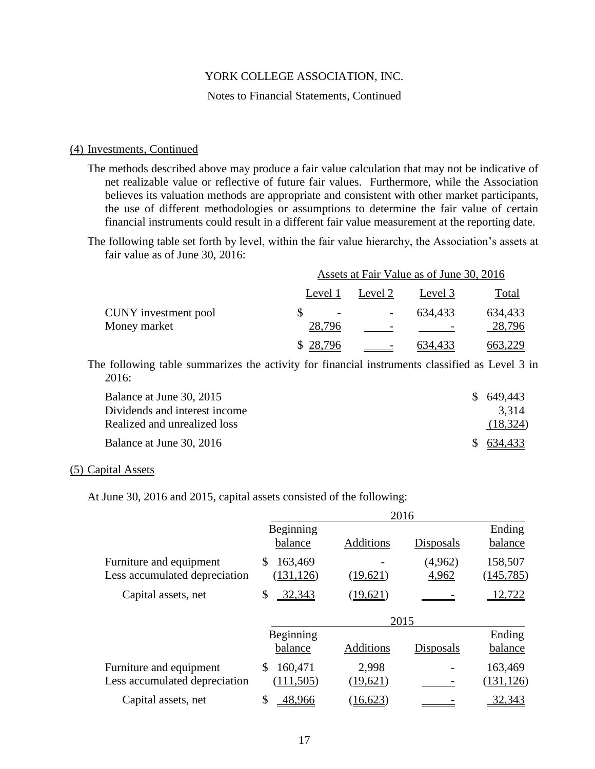YORK COLLEGE ASSOCIATION, INC.

Notes to Financial Statements, Continued

## (4) Investments, Continued

The methods described above may produce a fair value calculation that may not be indicative of net realizable value or reflective of future fair values. Furthermore, while the Association believes its valuation methods are appropriate and consistent with other market participants, the use of different methodologies or assumptions to determine the fair value of certain financial instruments could result in a different fair value measurement at the reporting date.

The following table set forth by level, within the fair value hierarchy, the Association's assets at fair value as of June 30, 2016:

| | Assets at Fair Value as of June 30, 2016 | | | |
|---|---|---|---|---|
| | Level 1 | Level 2 | Level 3 | Total |
| CUNY investment pool | $ - | - | 634,433 | 634,433 |
| Money market | 28,796 | - | - | 28,796 |
| | $ 28,796 | - | 634,433 | 663,229 |

The following table summarizes the activity for financial instruments classified as Level 3 in 2016:

| | |
|---|---|
| Balance at June 30, 2015 | $ 649,443 |
| Dividends and interest income | 3,314 |
| Realized and unrealized loss | (18,324) |
| Balance at June 30, 2016 | $ 634,433 |

## (5) Capital Assets

At June 30, 2016 and 2015, capital assets consisted of the following:

| | 2016 | | | |
|---|---|---|---|---|
| | Beginning balance | Additions | Disposals | Ending balance |
| Furniture and equipment | $ 163,469 | - | (4,962) | 158,507 |
| Less accumulated depreciation | (131,126) | (19,621) | 4,962 | (145,785) |
| Capital assets, net | $ 32,343 | (19,621) | - | 12,722 |

| | 2015 | | | |
|---|---|---|---|---|
| | Beginning balance | Additions | Disposals | Ending balance |
| Furniture and equipment | $ 160,471 | 2,998 | - | 163,469 |
| Less accumulated depreciation | (111,505) | (19,621) | - | (131,126) |
| Capital assets, net | $ 48,966 | (16,623) | - | 32,343 |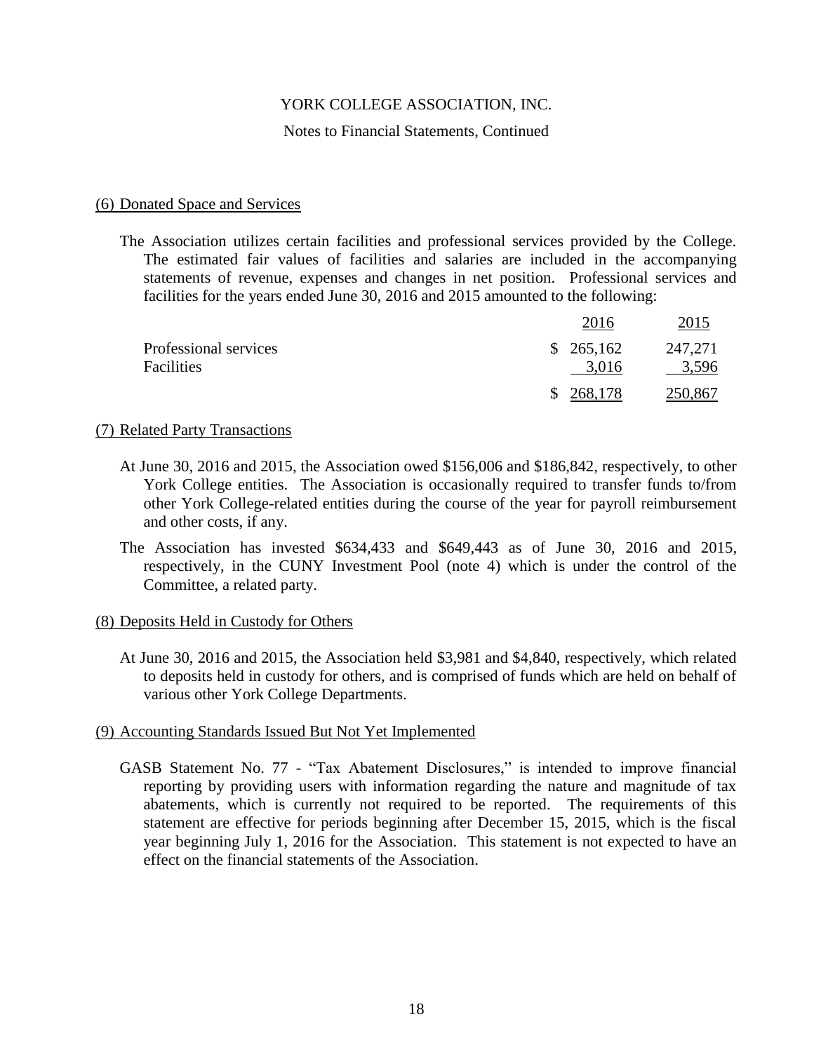YORK COLLEGE ASSOCIATION, INC.

Notes to Financial Statements, Continued

## (6) Donated Space and Services

The Association utilizes certain facilities and professional services provided by the College. The estimated fair values of facilities and salaries are included in the accompanying statements of revenue, expenses and changes in net position. Professional services and facilities for the years ended June 30, 2016 and 2015 amounted to the following:

| | 2016 | 2015 |
|---|---|---|
| Professional services | $ 265,162 | 247,271 |
| Facilities | 3,016 | 3,596 |
| | $ 268,178 | 250,867 |

## (7) Related Party Transactions

At June 30, 2016 and 2015, the Association owed $156,006 and $186,842, respectively, to other York College entities. The Association is occasionally required to transfer funds to/from other York College-related entities during the course of the year for payroll reimbursement and other costs, if any.

The Association has invested $634,433 and $649,443 as of June 30, 2016 and 2015, respectively, in the CUNY Investment Pool (note 4) which is under the control of the Committee, a related party.

## (8) Deposits Held in Custody for Others

At June 30, 2016 and 2015, the Association held $3,981 and $4,840, respectively, which related to deposits held in custody for others, and is comprised of funds which are held on behalf of various other York College Departments.

## (9) Accounting Standards Issued But Not Yet Implemented

GASB Statement No. 77 - "Tax Abatement Disclosures," is intended to improve financial reporting by providing users with information regarding the nature and magnitude of tax abatements, which is currently not required to be reported. The requirements of this statement are effective for periods beginning after December 15, 2015, which is the fiscal year beginning July 1, 2016 for the Association. This statement is not expected to have an effect on the financial statements of the Association.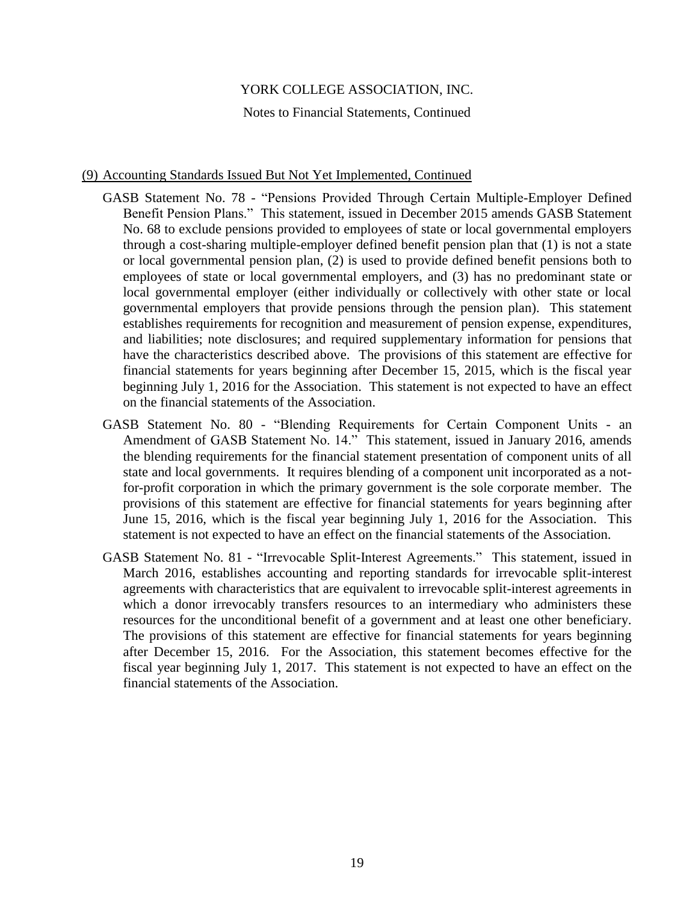## (9) Accounting Standards Issued But Not Yet Implemented, Continued

GASB Statement No. 78 - "Pensions Provided Through Certain Multiple-Employer Defined Benefit Pension Plans." This statement, issued in December 2015 amends GASB Statement No. 68 to exclude pensions provided to employees of state or local governmental employers through a cost-sharing multiple-employer defined benefit pension plan that (1) is not a state or local governmental pension plan, (2) is used to provide defined benefit pensions both to employees of state or local governmental employers, and (3) has no predominant state or local governmental employer (either individually or collectively with other state or local governmental employers that provide pensions through the pension plan). This statement establishes requirements for recognition and measurement of pension expense, expenditures, and liabilities; note disclosures; and required supplementary information for pensions that have the characteristics described above. The provisions of this statement are effective for financial statements for years beginning after December 15, 2015, which is the fiscal year beginning July 1, 2016 for the Association. This statement is not expected to have an effect on the financial statements of the Association.

GASB Statement No. 80 - "Blending Requirements for Certain Component Units - an Amendment of GASB Statement No. 14." This statement, issued in January 2016, amends the blending requirements for the financial statement presentation of component units of all state and local governments. It requires blending of a component unit incorporated as a not-for-profit corporation in which the primary government is the sole corporate member. The provisions of this statement are effective for financial statements for years beginning after June 15, 2016, which is the fiscal year beginning July 1, 2016 for the Association. This statement is not expected to have an effect on the financial statements of the Association.

GASB Statement No. 81 - "Irrevocable Split-Interest Agreements." This statement, issued in March 2016, establishes accounting and reporting standards for irrevocable split-interest agreements with characteristics that are equivalent to irrevocable split-interest agreements in which a donor irrevocably transfers resources to an intermediary who administers these resources for the unconditional benefit of a government and at least one other beneficiary. The provisions of this statement are effective for financial statements for years beginning after December 15, 2016. For the Association, this statement becomes effective for the fiscal year beginning July 1, 2017. This statement is not expected to have an effect on the financial statements of the Association.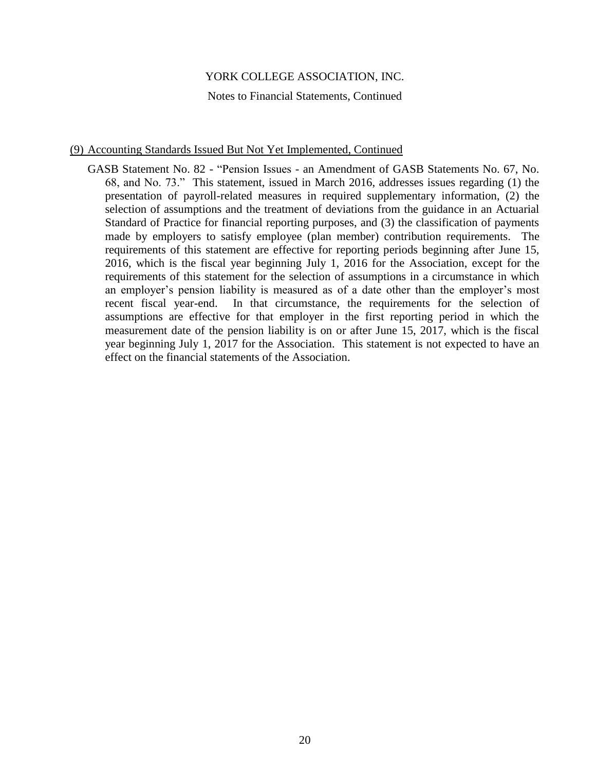(9) Accounting Standards Issued But Not Yet Implemented, Continued

GASB Statement No. 82 - "Pension Issues - an Amendment of GASB Statements No. 67, No. 68, and No. 73." This statement, issued in March 2016, addresses issues regarding (1) the presentation of payroll-related measures in required supplementary information, (2) the selection of assumptions and the treatment of deviations from the guidance in an Actuarial Standard of Practice for financial reporting purposes, and (3) the classification of payments made by employers to satisfy employee (plan member) contribution requirements. The requirements of this statement are effective for reporting periods beginning after June 15, 2016, which is the fiscal year beginning July 1, 2016 for the Association, except for the requirements of this statement for the selection of assumptions in a circumstance in which an employer's pension liability is measured as of a date other than the employer's most recent fiscal year-end. In that circumstance, the requirements for the selection of assumptions are effective for that employer in the first reporting period in which the measurement date of the pension liability is on or after June 15, 2017, which is the fiscal year beginning July 1, 2017 for the Association. This statement is not expected to have an effect on the financial statements of the Association.